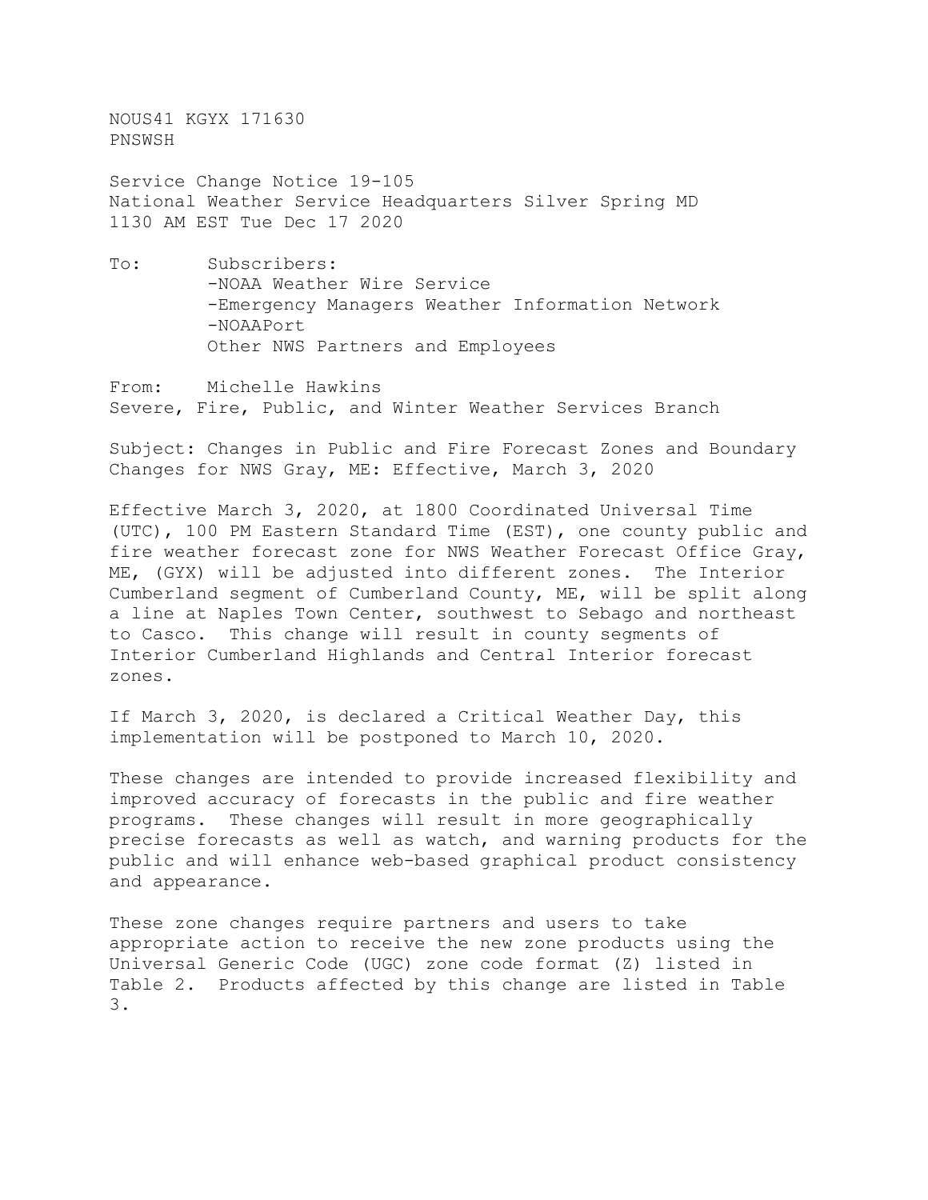NOUS41 KGYX 171630
PNSWSH

Service Change Notice 19-105
National Weather Service Headquarters Silver Spring MD
1130 AM EST Tue Dec 17 2020

To: Subscribers:
-NOAA Weather Wire Service
-Emergency Managers Weather Information Network
-NOAAPort
Other NWS Partners and Employees

From: Michelle Hawkins
Severe, Fire, Public, and Winter Weather Services Branch

Subject: Changes in Public and Fire Forecast Zones and Boundary Changes for NWS Gray, ME: Effective, March 3, 2020

Effective March 3, 2020, at 1800 Coordinated Universal Time (UTC), 100 PM Eastern Standard Time (EST), one county public and fire weather forecast zone for NWS Weather Forecast Office Gray, ME, (GYX) will be adjusted into different zones. The Interior Cumberland segment of Cumberland County, ME, will be split along a line at Naples Town Center, southwest to Sebago and northeast to Casco. This change will result in county segments of Interior Cumberland Highlands and Central Interior forecast zones.

If March 3, 2020, is declared a Critical Weather Day, this implementation will be postponed to March 10, 2020.

These changes are intended to provide increased flexibility and improved accuracy of forecasts in the public and fire weather programs. These changes will result in more geographically precise forecasts as well as watch, and warning products for the public and will enhance web-based graphical product consistency and appearance.

These zone changes require partners and users to take appropriate action to receive the new zone products using the Universal Generic Code (UGC) zone code format (Z) listed in Table 2. Products affected by this change are listed in Table 3.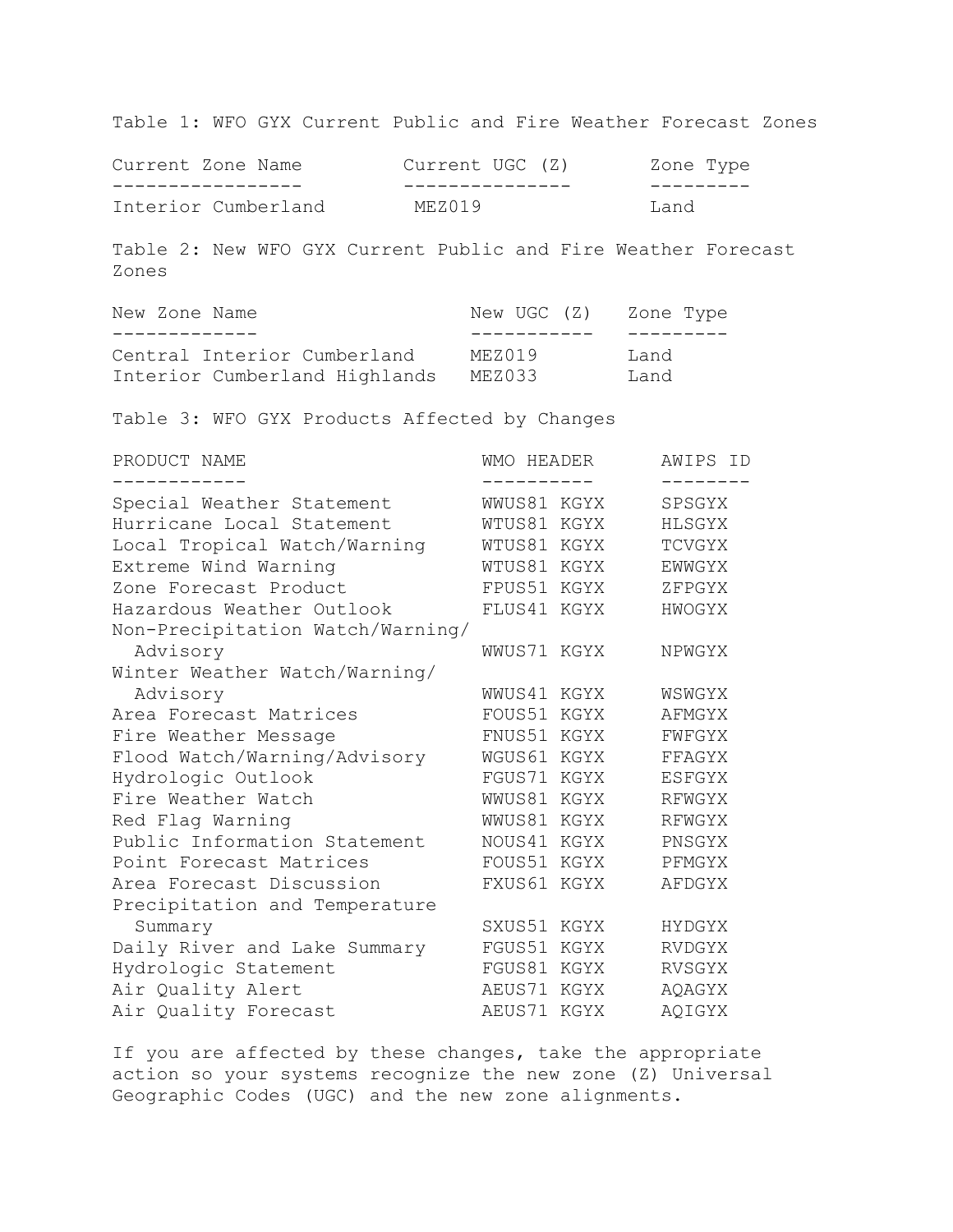Table 1: WFO GYX Current Public and Fire Weather Forecast Zones

| Current Zone Name | Current UGC (Z) | Zone Type |
|---|---|---|
| Interior Cumberland | MEZ019 | Land |

Table 2: New WFO GYX Current Public and Fire Weather Forecast Zones

| New Zone Name | New UGC (Z) | Zone Type |
|---|---|---|
| Central Interior Cumberland | MEZ019 | Land |
| Interior Cumberland Highlands | MEZ033 | Land |

Table 3: WFO GYX Products Affected by Changes

| PRODUCT NAME | WMO HEADER | AWIPS ID |
|---|---|---|
| Special Weather Statement | WWUS81 KGYX | SPSGYX |
| Hurricane Local Statement | WTUS81 KGYX | HLSGYX |
| Local Tropical Watch/Warning | WTUS81 KGYX | TCVGYX |
| Extreme Wind Warning | WTUS81 KGYX | EWWGYX |
| Zone Forecast Product | FPUS51 KGYX | ZFPGYX |
| Hazardous Weather Outlook | FLUS41 KGYX | HWOGYX |
| Non-Precipitation Watch/Warning/ Advisory | WWUS71 KGYX | NPWGYX |
| Winter Weather Watch/Warning/ Advisory | WWUS41 KGYX | WSWGYX |
| Area Forecast Matrices | FOUS51 KGYX | AFMGYX |
| Fire Weather Message | FNUS51 KGYX | FWFGYX |
| Flood Watch/Warning/Advisory | WGUS61 KGYX | FFAGYX |
| Hydrologic Outlook | FGUS71 KGYX | ESFGYX |
| Fire Weather Watch | WWUS81 KGYX | RFWGYX |
| Red Flag Warning | WWUS81 KGYX | RFWGYX |
| Public Information Statement | NOUS41 KGYX | PNSGYX |
| Point Forecast Matrices | FOUS51 KGYX | PFMGYX |
| Area Forecast Discussion | FXUS61 KGYX | AFDGYX |
| Precipitation and Temperature Summary | SXUS51 KGYX | HYDGYX |
| Daily River and Lake Summary | FGUS51 KGYX | RVDGYX |
| Hydrologic Statement | FGUS81 KGYX | RVSGYX |
| Air Quality Alert | AEUS71 KGYX | AQAGYX |
| Air Quality Forecast | AEUS71 KGYX | AQIGYX |

If you are affected by these changes, take the appropriate action so your systems recognize the new zone (Z) Universal Geographic Codes (UGC) and the new zone alignments.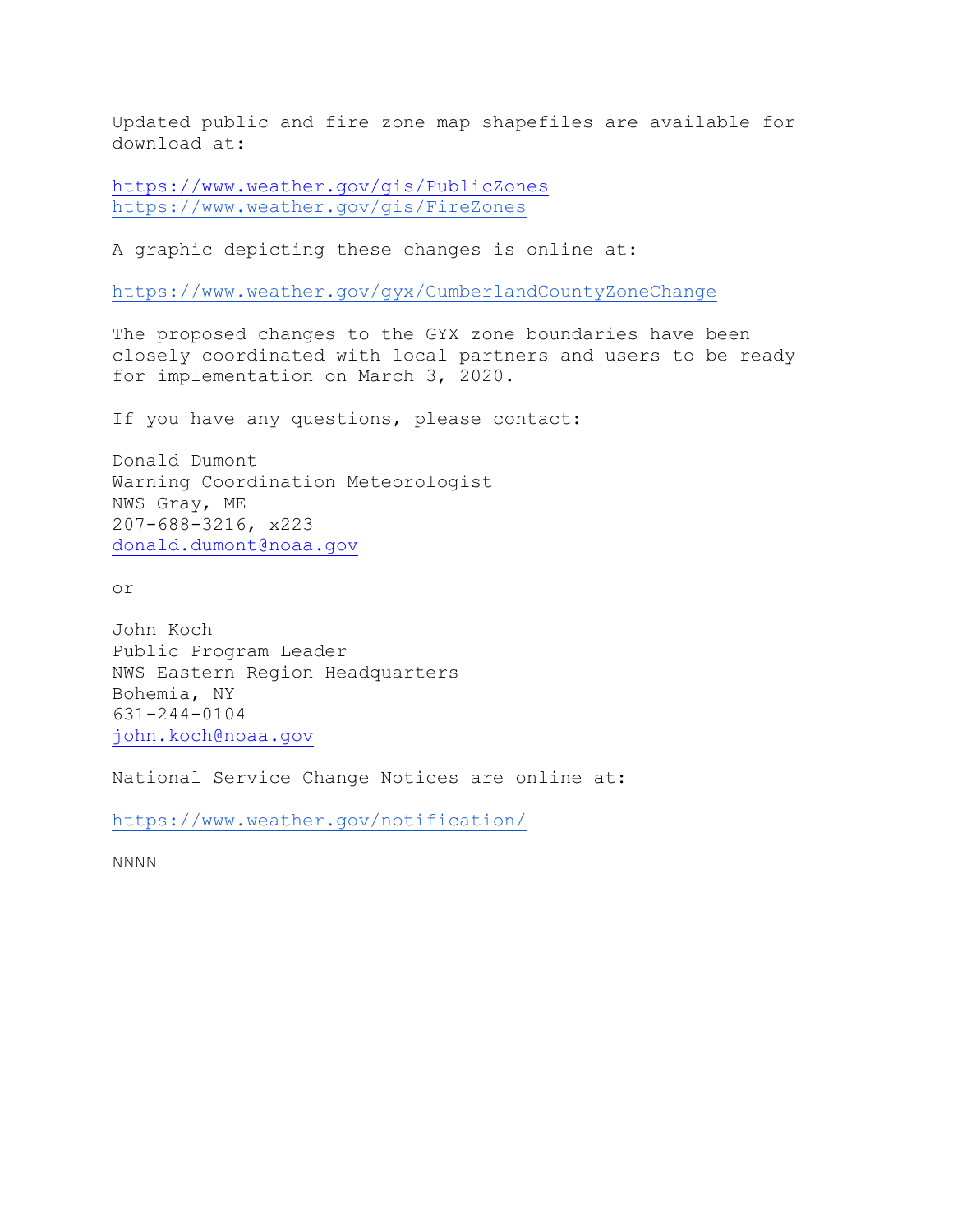Updated public and fire zone map shapefiles are available for download at:

https://www.weather.gov/gis/PublicZones
https://www.weather.gov/gis/FireZones

A graphic depicting these changes is online at:

https://www.weather.gov/gyx/CumberlandCountyZoneChange

The proposed changes to the GYX zone boundaries have been closely coordinated with local partners and users to be ready for implementation on March 3, 2020.

If you have any questions, please contact:

Donald Dumont
Warning Coordination Meteorologist
NWS Gray, ME
207-688-3216, x223
donald.dumont@noaa.gov

or

John Koch
Public Program Leader
NWS Eastern Region Headquarters
Bohemia, NY
631-244-0104
john.koch@noaa.gov

National Service Change Notices are online at:

https://www.weather.gov/notification/

NNNN